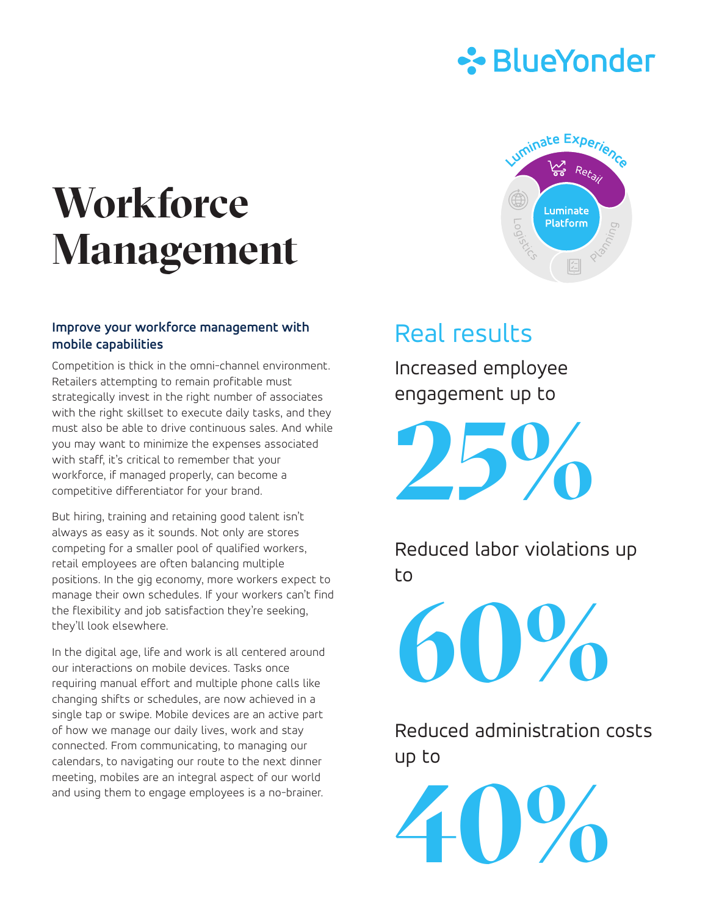# Workforce Management

### Improve your workforce management with mobile capabilities

Competition is thick in the omni-channel environment. Retailers attempting to remain profitable must strategically invest in the right number of associates with the right skillset to execute daily tasks, and they must also be able to drive continuous sales. And while you may want to minimize the expenses associated with staff, it's critical to remember that your workforce, if managed properly, can become a competitive differentiator for your brand.

But hiring, training and retaining good talent isn't always as easy as it sounds. Not only are stores competing for a smaller pool of qualified workers, retail employees are often balancing multiple positions. In the gig economy, more workers expect to manage their own schedules. If your workers can't find the flexibility and job satisfaction they're seeking, they'll look elsewhere.

In the digital age, life and work is all centered around our interactions on mobile devices. Tasks once requiring manual effort and multiple phone calls like changing shifts or schedules, are now achieved in a single tap or swipe. Mobile devices are an active part of how we manage our daily lives, work and stay connected. From communicating, to managing our calendars, to navigating our route to the next dinner meeting, mobiles are an integral aspect of our world and using them to engage employees is a no-brainer.

## Real results

Increased employee engagement up to

**25%**

Reduced labor violations up to

**60%**

Reduced administration costs up to

**40%**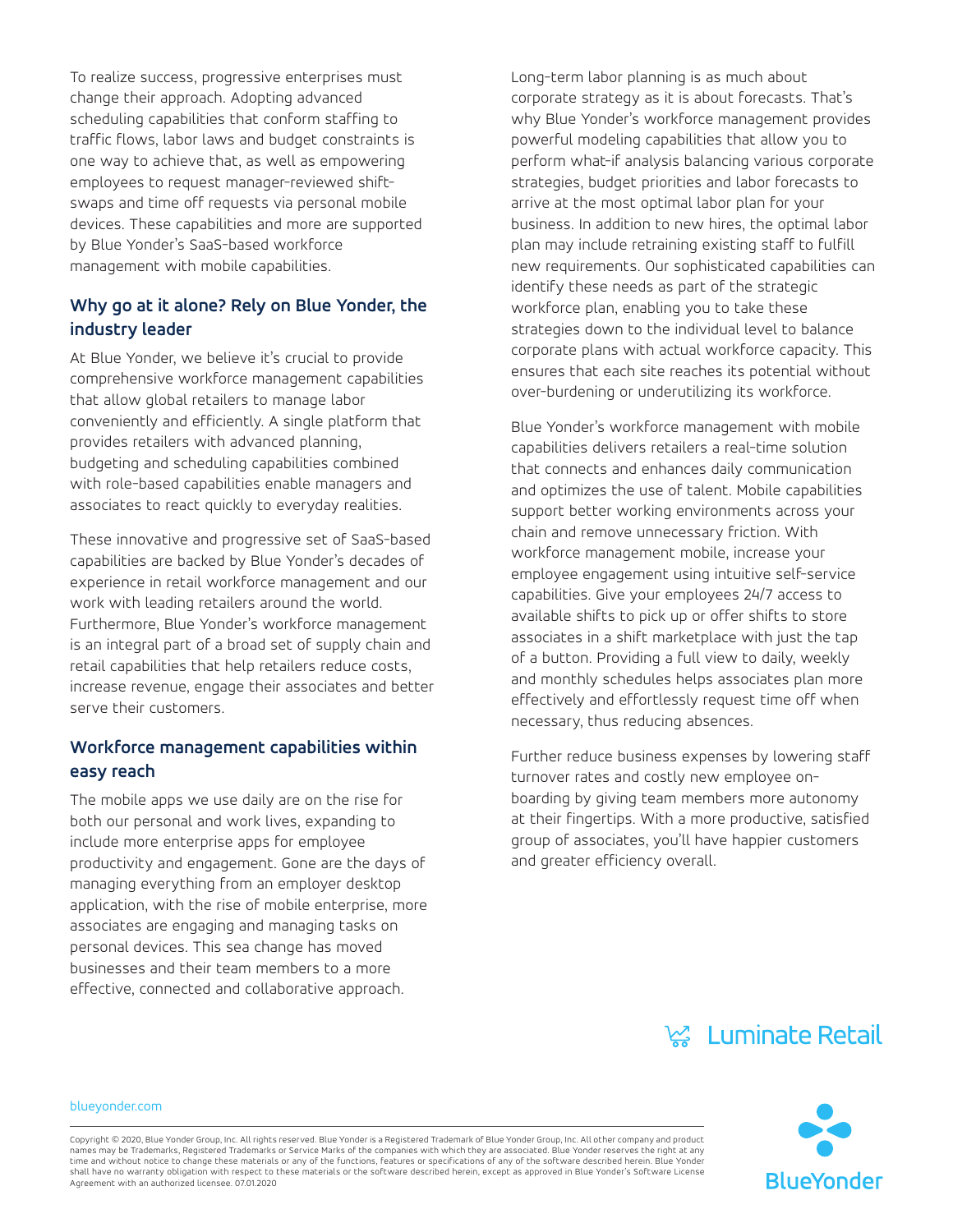To realize success, progressive enterprises must change their approach. Adopting advanced scheduling capabilities that conform staffing to traffic flows, labor laws and budget constraints is one way to achieve that, as well as empowering employees to request manager-reviewed shift-swaps and time off requests via personal mobile devices. These capabilities and more are supported by Blue Yonder's SaaS-based workforce management with mobile capabilities.

### Why go at it alone? Rely on Blue Yonder, the industry leader

At Blue Yonder, we believe it's crucial to provide comprehensive workforce management capabilities that allow global retailers to manage labor conveniently and efficiently. A single platform that provides retailers with advanced planning, budgeting and scheduling capabilities combined with role-based capabilities enable managers and associates to react quickly to everyday realities.

These innovative and progressive set of SaaS-based capabilities are backed by Blue Yonder's decades of experience in retail workforce management and our work with leading retailers around the world. Furthermore, Blue Yonder's workforce management is an integral part of a broad set of supply chain and retail capabilities that help retailers reduce costs, increase revenue, engage their associates and better serve their customers.

### Workforce management capabilities within easy reach

The mobile apps we use daily are on the rise for both our personal and work lives, expanding to include more enterprise apps for employee productivity and engagement. Gone are the days of managing everything from an employer desktop application, with the rise of mobile enterprise, more associates are engaging and managing tasks on personal devices. This sea change has moved businesses and their team members to a more effective, connected and collaborative approach.

Long-term labor planning is as much about corporate strategy as it is about forecasts. That's why Blue Yonder's workforce management provides powerful modeling capabilities that allow you to perform what-if analysis balancing various corporate strategies, budget priorities and labor forecasts to arrive at the most optimal labor plan for your business. In addition to new hires, the optimal labor plan may include retraining existing staff to fulfill new requirements. Our sophisticated capabilities can identify these needs as part of the strategic workforce plan, enabling you to take these strategies down to the individual level to balance corporate plans with actual workforce capacity. This ensures that each site reaches its potential without over-burdening or underutilizing its workforce.

Blue Yonder's workforce management with mobile capabilities delivers retailers a real-time solution that connects and enhances daily communication and optimizes the use of talent. Mobile capabilities support better working environments across your chain and remove unnecessary friction. With workforce management mobile, increase your employee engagement using intuitive self-service capabilities. Give your employees 24/7 access to available shifts to pick up or offer shifts to store associates in a shift marketplace with just the tap of a button. Providing a full view to daily, weekly and monthly schedules helps associates plan more effectively and effortlessly request time off when necessary, thus reducing absences.

Further reduce business expenses by lowering staff turnover rates and costly new employee on-boarding by giving team members more autonomy at their fingertips. With a more productive, satisfied group of associates, you'll have happier customers and greater efficiency overall.

Luminate Retail

blueyonder.com

Copyright © 2020, Blue Yonder Group, Inc. All rights reserved. Blue Yonder is a Registered Trademark of Blue Yonder Group, Inc. All other company and product names may be Trademarks, Registered Trademarks or Service Marks of the companies with which they are associated. Blue Yonder reserves the right at any time and without notice to change these materials or any of the functions, features or specifications of any of the software described herein. Blue Yonder shall have no warranty obligation with respect to these materials or the software described herein, except as approved in Blue Yonder's Software License Agreement with an authorized licensee. 07.01.2020

BlueYonder